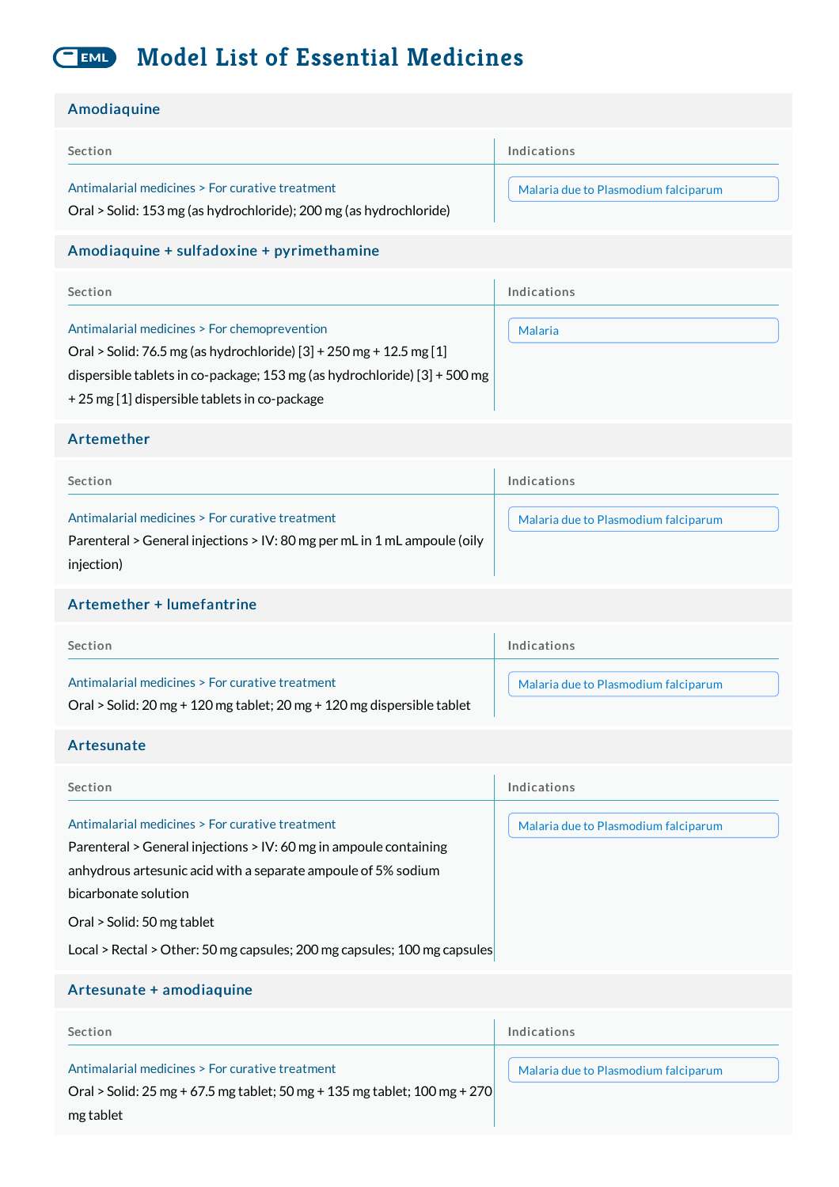# Model List of Essential Medicines

## Amodiaquine

| Section | Indications |
| --- | --- |
| Antimalarial medicines > For curative treatment<br>Oral > Solid: 153 mg (as hydrochloride); 200 mg (as hydrochloride) | Malaria due to Plasmodium falciparum |

## Amodiaquine + sulfadoxine + pyrimethamine

| Section | Indications |
| --- | --- |
| Antimalarial medicines > For chemoprevention<br>Oral > Solid: 76.5 mg (as hydrochloride) [3] + 250 mg + 12.5 mg [1] dispersible tablets in co-package; 153 mg (as hydrochloride) [3] + 500 mg + 25 mg [1] dispersible tablets in co-package | Malaria |

## Artemether

| Section | Indications |
| --- | --- |
| Antimalarial medicines > For curative treatment<br>Parenteral > General injections > IV: 80 mg per mL in 1 mL ampoule (oily injection) | Malaria due to Plasmodium falciparum |

## Artemether + lumefantrine

| Section | Indications |
| --- | --- |
| Antimalarial medicines > For curative treatment<br>Oral > Solid: 20 mg + 120 mg tablet; 20 mg + 120 mg dispersible tablet | Malaria due to Plasmodium falciparum |

## Artesunate

| Section | Indications |
| --- | --- |
| Antimalarial medicines > For curative treatment<br>Parenteral > General injections > IV: 60 mg in ampoule containing anhydrous artesunic acid with a separate ampoule of 5% sodium bicarbonate solution<br>Oral > Solid: 50 mg tablet<br>Local > Rectal > Other: 50 mg capsules; 200 mg capsules; 100 mg capsules | Malaria due to Plasmodium falciparum |

## Artesunate + amodiaquine

| Section | Indications |
| --- | --- |
| Antimalarial medicines > For curative treatment<br>Oral > Solid: 25 mg + 67.5 mg tablet; 50 mg + 135 mg tablet; 100 mg + 270 mg tablet | Malaria due to Plasmodium falciparum |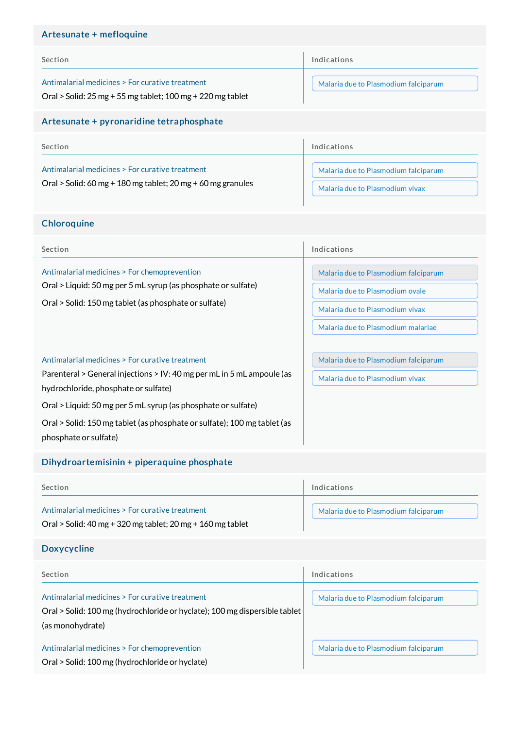## Artesunate + mefloquine

| Section | Indications |
| --- | --- |
| Antimalarial medicines > For curative treatment<br>Oral > Solid: 25 mg + 55 mg tablet; 100 mg + 220 mg tablet | Malaria due to Plasmodium falciparum |

## Artesunate + pyronaridine tetraphosphate

| Section | Indications |
| --- | --- |
| Antimalarial medicines > For curative treatment<br>Oral > Solid: 60 mg + 180 mg tablet; 20 mg + 60 mg granules | Malaria due to Plasmodium falciparum<br>Malaria due to Plasmodium vivax |

## Chloroquine

| Section | Indications |
| --- | --- |
| Antimalarial medicines > For chemoprevention<br>Oral > Liquid: 50 mg per 5 mL syrup (as phosphate or sulfate)<br>Oral > Solid: 150 mg tablet (as phosphate or sulfate) | Malaria due to Plasmodium falciparum<br>Malaria due to Plasmodium ovale<br>Malaria due to Plasmodium vivax<br>Malaria due to Plasmodium malariae |
| Antimalarial medicines > For curative treatment<br>Parenteral > General injections > IV: 40 mg per mL in 5 mL ampoule (as hydrochloride, phosphate or sulfate)<br>Oral > Liquid: 50 mg per 5 mL syrup (as phosphate or sulfate)<br>Oral > Solid: 150 mg tablet (as phosphate or sulfate); 100 mg tablet (as phosphate or sulfate) | Malaria due to Plasmodium falciparum<br>Malaria due to Plasmodium vivax |

## Dihydroartemisinin + piperaquine phosphate

| Section | Indications |
| --- | --- |
| Antimalarial medicines > For curative treatment<br>Oral > Solid: 40 mg + 320 mg tablet; 20 mg + 160 mg tablet | Malaria due to Plasmodium falciparum |

## Doxycycline

| Section | Indications |
| --- | --- |
| Antimalarial medicines > For curative treatment<br>Oral > Solid: 100 mg (hydrochloride or hyclate); 100 mg dispersible tablet (as monohydrate) | Malaria due to Plasmodium falciparum |
| Antimalarial medicines > For chemoprevention<br>Oral > Solid: 100 mg (hydrochloride or hyclate) | Malaria due to Plasmodium falciparum |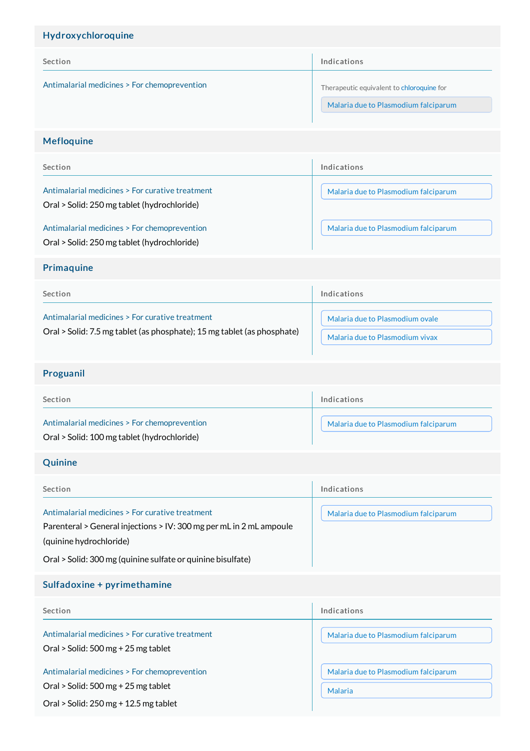## Hydroxychloroquine

| Section | Indications |
|---|---|
| Antimalarial medicines > For chemoprevention | Therapeutic equivalent to chloroquine for<br>Malaria due to Plasmodium falciparum |

## Mefloquine

| Section | Indications |
|---|---|
| Antimalarial medicines > For curative treatment<br>Oral > Solid: 250 mg tablet (hydrochloride) | Malaria due to Plasmodium falciparum |
| Antimalarial medicines > For chemoprevention<br>Oral > Solid: 250 mg tablet (hydrochloride) | Malaria due to Plasmodium falciparum |

## Primaquine

| Section | Indications |
|---|---|
| Antimalarial medicines > For curative treatment<br>Oral > Solid: 7.5 mg tablet (as phosphate); 15 mg tablet (as phosphate) | Malaria due to Plasmodium ovale<br>Malaria due to Plasmodium vivax |

## Proguanil

| Section | Indications |
|---|---|
| Antimalarial medicines > For chemoprevention<br>Oral > Solid: 100 mg tablet (hydrochloride) | Malaria due to Plasmodium falciparum |

## Quinine

| Section | Indications |
|---|---|
| Antimalarial medicines > For curative treatment<br>Parenteral > General injections > IV: 300 mg per mL in 2 mL ampoule (quinine hydrochloride)<br>Oral > Solid: 300 mg (quinine sulfate or quinine bisulfate) | Malaria due to Plasmodium falciparum |

## Sulfadoxine + pyrimethamine

| Section | Indications |
|---|---|
| Antimalarial medicines > For curative treatment<br>Oral > Solid: 500 mg + 25 mg tablet | Malaria due to Plasmodium falciparum |
| Antimalarial medicines > For chemoprevention<br>Oral > Solid: 500 mg + 25 mg tablet<br>Oral > Solid: 250 mg + 12.5 mg tablet | Malaria due to Plasmodium falciparum<br>Malaria |